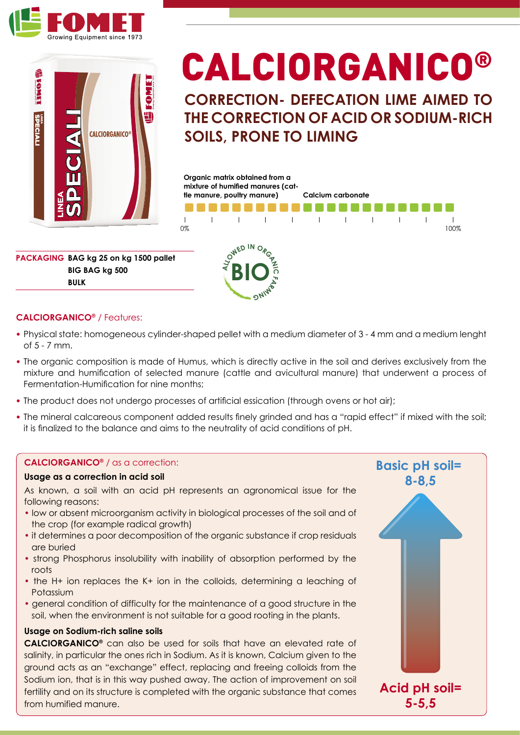# CALCIORGANICO®

## CORRECTION- DEFECATION LIME AIMED TO THE CORRECTION OF ACID OR SODIUM-RICH SOILS, PRONE TO LIMING

**Organic matrix obtained from a mixture of humified manures (cattle manure, poultry manure)** | **Calcium carbonate**

0% — 100%

**PACKAGING** **BAG kg 25 on kg 1500 pallet**
**BIG BAG kg 500**
**BULK**

ALLOWED IN ORGANIC FARMING — BIO

### CALCIORGANICO® / Features:

- Physical state: homogeneous cylinder-shaped pellet with a medium diameter of 3 - 4 mm and a medium lenght of 5 - 7 mm.
- The organic composition is made of Humus, which is directly active in the soil and derives exclusively from the mixture and humification of selected manure (cattle and avicultural manure) that underwent a process of Fermentation-Humification for nine months;
- The product does not undergo processes of artificial essication (through ovens or hot air);
- The mineral calcareous component added results finely grinded and has a "rapid effect" if mixed with the soil; it is finalized to the balance and aims to the neutrality of acid conditions of pH.

### CALCIORGANICO® / as a correction:

**Usage as a correction in acid soil**

As known, a soil with an acid pH represents an agronomical issue for the following reasons:

- low or absent microorganism activity in biological processes of the soil and of the crop (for example radical growth)
- it determines a poor decomposition of the organic substance if crop residuals are buried
- strong Phosphorus insolubility with inability of absorption performed by the roots
- the H+ ion replaces the K+ ion in the colloids, determining a leaching of Potassium
- general condition of difficulty for the maintenance of a good structure in the soil, when the environment is not suitable for a good rooting in the plants.

**Usage on Sodium-rich saline soils**

**CALCIORGANICO®** can also be used for soils that have an elevated rate of salinity, in particular the ones rich in Sodium. As it is known, Calcium given to the ground acts as an "exchange" effect, replacing and freeing colloids from the Sodium ion, that is in this way pushed away. The action of improvement on soil fertility and on its structure is completed with the organic substance that comes from humified manure.

**Basic pH soil= 8-8,5**

**Acid pH soil= 5-5,5**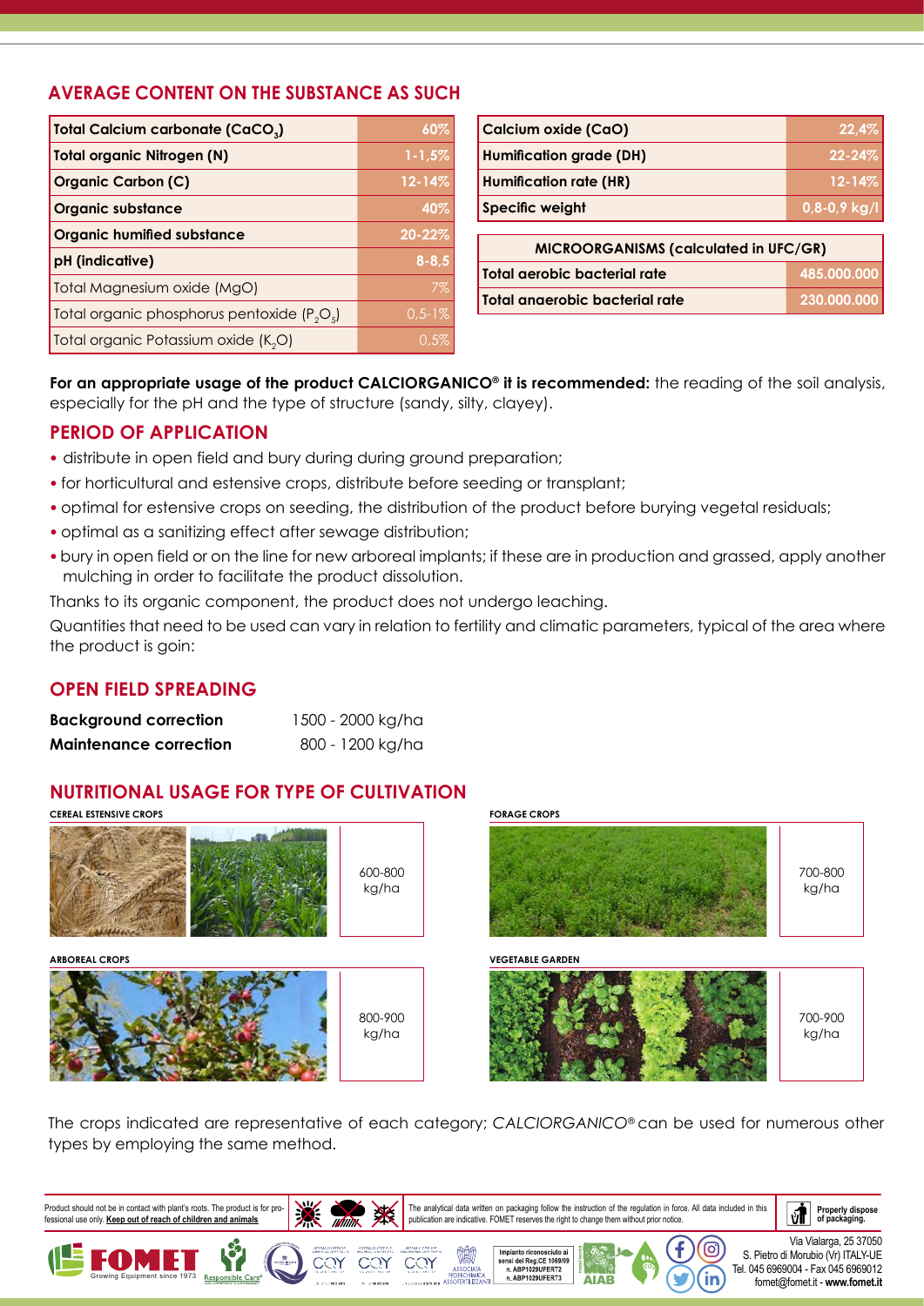## AVERAGE CONTENT ON THE SUBSTANCE AS SUCH

| | |
|---|---|
| **Total Calcium carbonate ($CaCO_3$)** | 60% |
| **Total organic Nitrogen (N)** | 1-1,5% |
| **Organic Carbon (C)** | 12-14% |
| **Organic substance** | 40% |
| **Organic humified substance** | 20-22% |
| **pH (indicative)** | 8-8,5 |
| Total Magnesium oxide (MgO) | 7% |
| Total organic phosphorus pentoxide ($P_2O_5$) | 0,5-1% |
| Total organic Potassium oxide ($K_2O$) | 0,5% |

| | |
|---|---|
| **Calcium oxide (CaO)** | 22,4% |
| **Humification grade (DH)** | 22-24% |
| **Humification rate (HR)** | 12-14% |
| **Specific weight** | 0,8-0,9 kg/l |

| MICROORGANISMS (calculated in UFC/GR) | |
|---|---|
| **Total aerobic bacterial rate** | 485.000.000 |
| **Total anaerobic bacterial rate** | 230.000.000 |

**For an appropriate usage of the product CALCIORGANICO® it is recommended:** the reading of the soil analysis, especially for the pH and the type of structure (sandy, silty, clayey).

## PERIOD OF APPLICATION

- distribute in open field and bury during during ground preparation;
- for horticultural and estensive crops, distribute before seeding or transplant;
- optimal for estensive crops on seeding, the distribution of the product before burying vegetal residuals;
- optimal as a sanitizing effect after sewage distribution;
- bury in open field or on the line for new arboreal implants; if these are in production and grassed, apply another mulching in order to facilitate the product dissolution.

Thanks to its organic component, the product does not undergo leaching.

Quantities that need to be used can vary in relation to fertility and climatic parameters, typical of the area where the product is goin:

## OPEN FIELD SPREADING

| | |
|---|---|
| **Background correction** | 1500 - 2000 kg/ha |
| **Maintenance correction** | 800 - 1200 kg/ha |

## NUTRITIONAL USAGE FOR TYPE OF CULTIVATION

**CEREAL ESTENSIVE CROPS**

600-800 kg/ha

**FORAGE CROPS**

700-800 kg/ha

**ARBOREAL CROPS**

800-900 kg/ha

**VEGETABLE GARDEN**

700-900 kg/ha

The crops indicated are representative of each category; *CALCIORGANICO®* can be used for numerous other types by employing the same method.

Product should not be in contact with plant's roots. The product is for professional use only. **Keep out of reach of children and animals**

The analytical data written on packaging follow the instruction of the regulation in force. All data included in this publication are indicative. FOMET reserves the right to change them without prior notice.

**Properly dispose of packaging.**

FOMET Growing Equipment since 1973

Impianto riconosciuto ai sensi del Reg.CE 1069/09 n. ABP1029UFERT2 n. ABP1029UFERT3

Via Vialarga, 25 37050
S. Pietro di Morubio (Vr) ITALY-UE
Tel. 045 6969004 - Fax 045 6969012
fomet@fomet.it - **www.fomet.it**